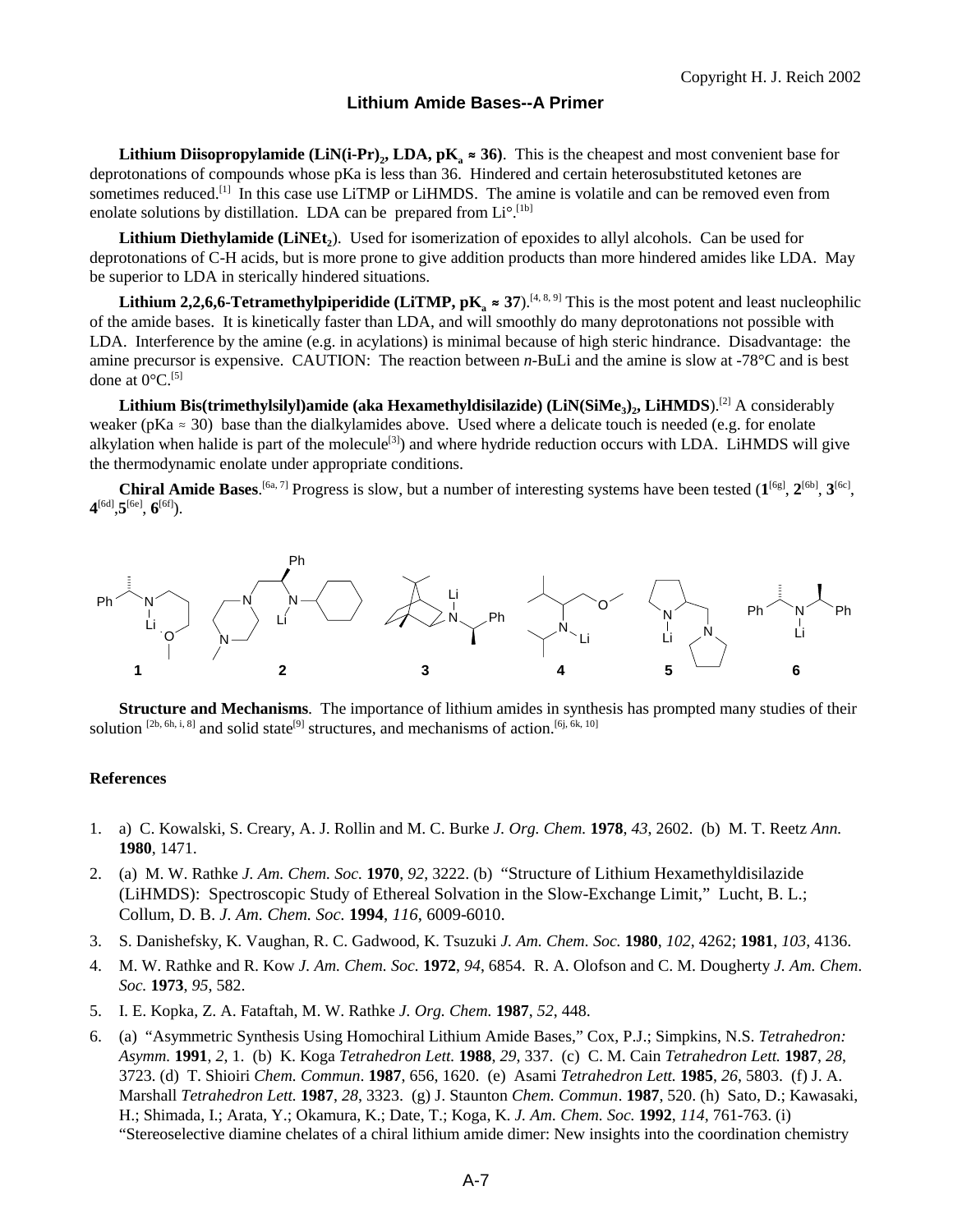Copyright H. J. Reich 2002

# Lithium Amide Bases--A Primer

**Lithium Diisopropylamide (LiN(i-Pr)$_2$, LDA, pK$_a$ ≈ 36)**. This is the cheapest and most convenient base for deprotonations of compounds whose pKa is less than 36. Hindered and certain heterosubstituted ketones are sometimes reduced.[1] In this case use LiTMP or LiHMDS. The amine is volatile and can be removed even from enolate solutions by distillation. LDA can be prepared from Li°.[1b]

**Lithium Diethylamide (LiNEt$_2$)**. Used for isomerization of epoxides to allyl alcohols. Can be used for deprotonations of C-H acids, but is more prone to give addition products than more hindered amides like LDA. May be superior to LDA in sterically hindered situations.

**Lithium 2,2,6,6-Tetramethylpiperidide (LiTMP, pK$_a$ ≈ 37)**.[4, 8, 9] This is the most potent and least nucleophilic of the amide bases. It is kinetically faster than LDA, and will smoothly do many deprotonations not possible with LDA. Interference by the amine (e.g. in acylations) is minimal because of high steric hindrance. Disadvantage: the amine precursor is expensive. CAUTION: The reaction between *n*-BuLi and the amine is slow at -78°C and is best done at 0°C.[5]

**Lithium Bis(trimethylsilyl)amide (aka Hexamethyldisilazide) (LiN(SiMe$_3$)$_2$, LiHMDS)**.[2] A considerably weaker (pKa ≈ 30) base than the dialkylamides above. Used where a delicate touch is needed (e.g. for enolate alkylation when halide is part of the molecule[3]) and where hydride reduction occurs with LDA. LiHMDS will give the thermodynamic enolate under appropriate conditions.

**Chiral Amide Bases**.[6a, 7] Progress is slow, but a number of interesting systems have been tested (**1**[6g], **2**[6b], **3**[6c], **4**[6d], **5**[6e], **6**[6f]).

**1** **2** **3** **4** **5** **6**

**Structure and Mechanisms**. The importance of lithium amides in synthesis has prompted many studies of their solution [2b, 6h, i, 8] and solid state[9] structures, and mechanisms of action.[6j, 6k, 10]

### References

1. a) C. Kowalski, S. Creary, A. J. Rollin and M. C. Burke *J. Org. Chem.* **1978**, *43*, 2602. (b) M. T. Reetz *Ann.* **1980**, 1471.
2. (a) M. W. Rathke *J. Am. Chem. Soc.* **1970**, *92*, 3222. (b) "Structure of Lithium Hexamethyldisilazide (LiHMDS): Spectroscopic Study of Ethereal Solvation in the Slow-Exchange Limit," Lucht, B. L.; Collum, D. B. *J. Am. Chem. Soc.* **1994**, *116*, 6009-6010.
3. S. Danishefsky, K. Vaughan, R. C. Gadwood, K. Tsuzuki *J. Am. Chem. Soc.* **1980**, *102*, 4262; **1981**, *103*, 4136.
4. M. W. Rathke and R. Kow *J. Am. Chem. Soc.* **1972**, *94*, 6854. R. A. Olofson and C. M. Dougherty *J. Am. Chem. Soc.* **1973**, *95*, 582.
5. I. E. Kopka, Z. A. Fataftah, M. W. Rathke *J. Org. Chem.* **1987**, *52*, 448.
6. (a) "Asymmetric Synthesis Using Homochiral Lithium Amide Bases," Cox, P.J.; Simpkins, N.S. *Tetrahedron: Asymm.* **1991**, *2*, 1. (b) K. Koga *Tetrahedron Lett.* **1988**, *29*, 337. (c) C. M. Cain *Tetrahedron Lett.* **1987**, *28*, 3723. (d) T. Shioiri *Chem. Commun*. **1987**, 656, 1620. (e) Asami *Tetrahedron Lett.* **1985**, *26*, 5803. (f) J. A. Marshall *Tetrahedron Lett.* **1987**, *28*, 3323. (g) J. Staunton *Chem. Commun*. **1987**, 520. (h) Sato, D.; Kawasaki, H.; Shimada, I.; Arata, Y.; Okamura, K.; Date, T.; Koga, K. *J. Am. Chem. Soc.* **1992**, *114*, 761-763. (i) "Stereoselective diamine chelates of a chiral lithium amide dimer: New insights into the coordination chemistry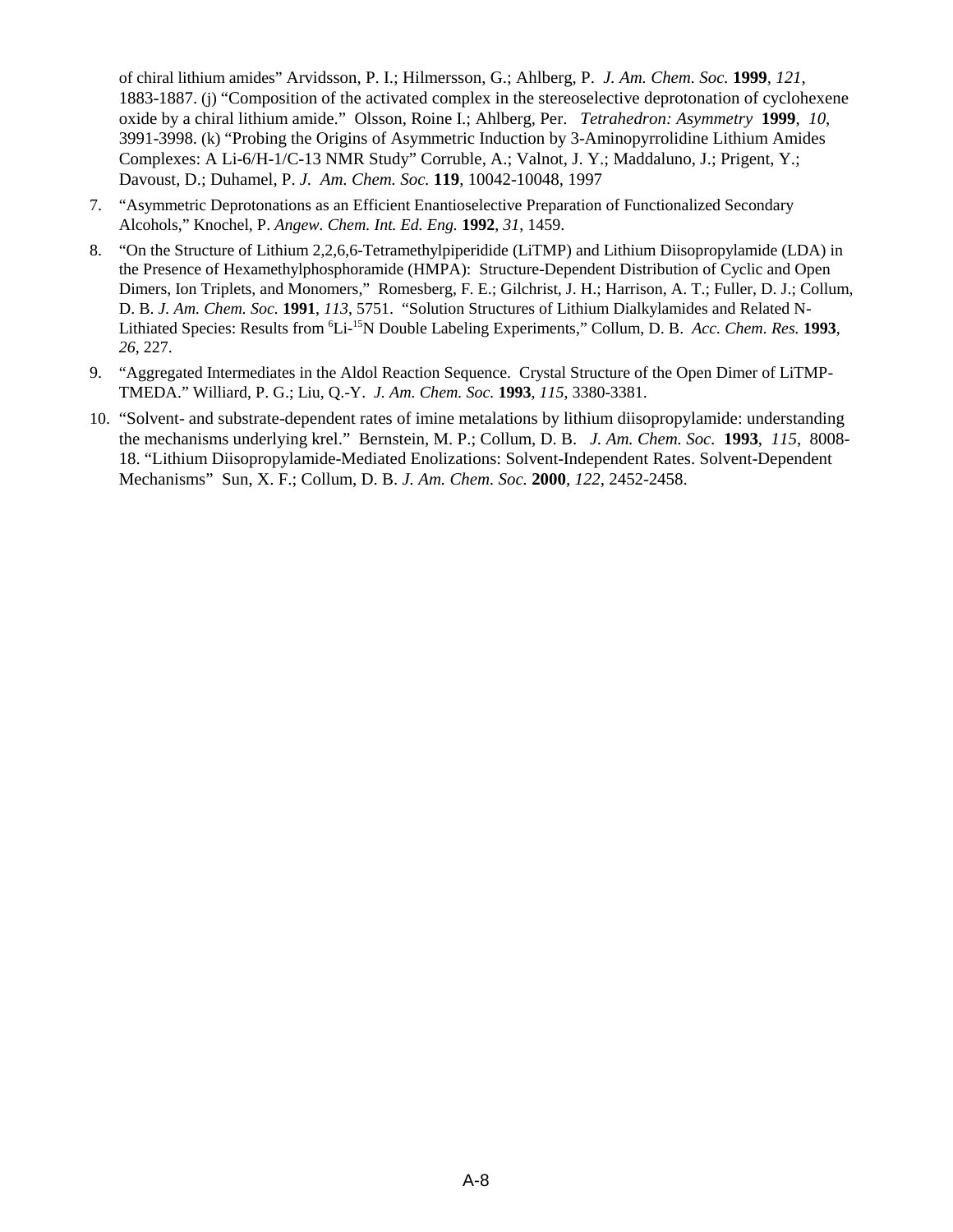of chiral lithium amides" Arvidsson, P. I.; Hilmersson, G.; Ahlberg, P. *J. Am. Chem. Soc.* **1999**, *121*, 1883-1887. (j) "Composition of the activated complex in the stereoselective deprotonation of cyclohexene oxide by a chiral lithium amide." Olsson, Roine I.; Ahlberg, Per. *Tetrahedron: Asymmetry* **1999**, *10*, 3991-3998. (k) "Probing the Origins of Asymmetric Induction by 3-Aminopyrrolidine Lithium Amides Complexes: A Li-6/H-1/C-13 NMR Study" Corruble, A.; Valnot, J. Y.; Maddaluno, J.; Prigent, Y.; Davoust, D.; Duhamel, P. *J. Am. Chem. Soc.* **119**, 10042-10048, 1997

7. "Asymmetric Deprotonations as an Efficient Enantioselective Preparation of Functionalized Secondary Alcohols," Knochel, P. *Angew. Chem. Int. Ed. Eng.* **1992**, *31*, 1459.

8. "On the Structure of Lithium 2,2,6,6-Tetramethylpiperidide (LiTMP) and Lithium Diisopropylamide (LDA) in the Presence of Hexamethylphosphoramide (HMPA): Structure-Dependent Distribution of Cyclic and Open Dimers, Ion Triplets, and Monomers," Romesberg, F. E.; Gilchrist, J. H.; Harrison, A. T.; Fuller, D. J.; Collum, D. B. *J. Am. Chem. Soc.* **1991**, *113*, 5751. "Solution Structures of Lithium Dialkylamides and Related N-Lithiated Species: Results from $^{6}$Li-$^{15}$N Double Labeling Experiments," Collum, D. B. *Acc. Chem. Res.* **1993**, *26*, 227.

9. "Aggregated Intermediates in the Aldol Reaction Sequence. Crystal Structure of the Open Dimer of LiTMP-TMEDA." Williard, P. G.; Liu, Q.-Y. *J. Am. Chem. Soc.* **1993**, *115*, 3380-3381.

10. "Solvent- and substrate-dependent rates of imine metalations by lithium diisopropylamide: understanding the mechanisms underlying krel." Bernstein, M. P.; Collum, D. B. *J. Am. Chem. Soc.* **1993**, *115*, 8008-18. "Lithium Diisopropylamide-Mediated Enolizations: Solvent-Independent Rates. Solvent-Dependent Mechanisms" Sun, X. F.; Collum, D. B. *J. Am. Chem. Soc.* **2000**, *122*, 2452-2458.